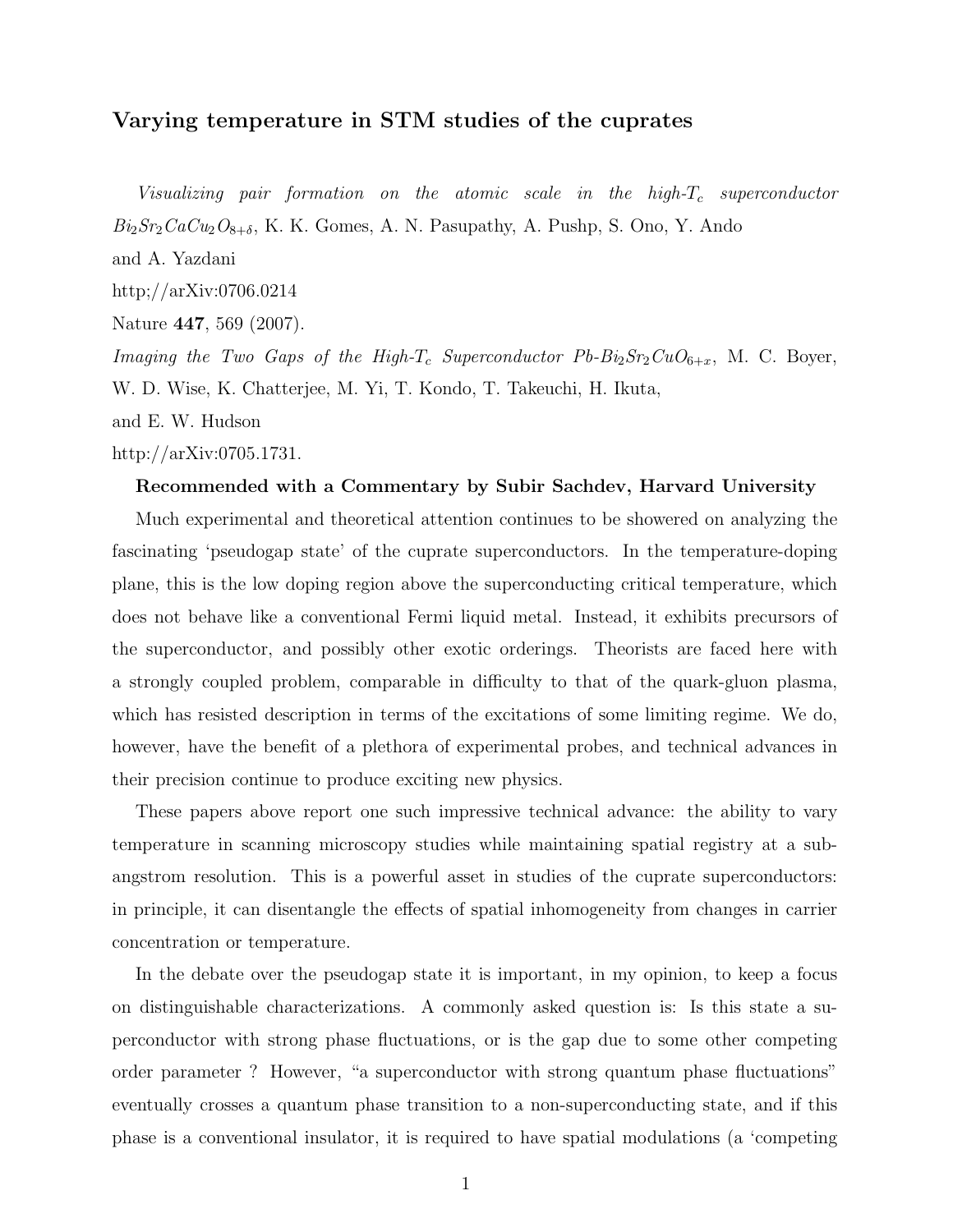# Varying temperature in STM studies of the cuprates

*Visualizing pair formation on the atomic scale in the high-$T_c$ superconductor $Bi_2Sr_2CaCu_2O_{8+\delta}$*, K. K. Gomes, A. N. Pasupathy, A. Pushp, S. Ono, Y. Ando and A. Yazdani

http;//arXiv:0706.0214

Nature **447**, 569 (2007).

*Imaging the Two Gaps of the High-$T_c$ Superconductor Pb-$Bi_2Sr_2CuO_{6+x}$*, M. C. Boyer, W. D. Wise, K. Chatterjee, M. Yi, T. Kondo, T. Takeuchi, H. Ikuta, and E. W. Hudson

http://arXiv:0705.1731.

**Recommended with a Commentary by Subir Sachdev, Harvard University**

Much experimental and theoretical attention continues to be showered on analyzing the fascinating 'pseudogap state' of the cuprate superconductors. In the temperature-doping plane, this is the low doping region above the superconducting critical temperature, which does not behave like a conventional Fermi liquid metal. Instead, it exhibits precursors of the superconductor, and possibly other exotic orderings. Theorists are faced here with a strongly coupled problem, comparable in difficulty to that of the quark-gluon plasma, which has resisted description in terms of the excitations of some limiting regime. We do, however, have the benefit of a plethora of experimental probes, and technical advances in their precision continue to produce exciting new physics.

These papers above report one such impressive technical advance: the ability to vary temperature in scanning microscopy studies while maintaining spatial registry at a sub-angstrom resolution. This is a powerful asset in studies of the cuprate superconductors: in principle, it can disentangle the effects of spatial inhomogeneity from changes in carrier concentration or temperature.

In the debate over the pseudogap state it is important, in my opinion, to keep a focus on distinguishable characterizations. A commonly asked question is: Is this state a superconductor with strong phase fluctuations, or is the gap due to some other competing order parameter ? However, "a superconductor with strong quantum phase fluctuations" eventually crosses a quantum phase transition to a non-superconducting state, and if this phase is a conventional insulator, it is required to have spatial modulations (a 'competing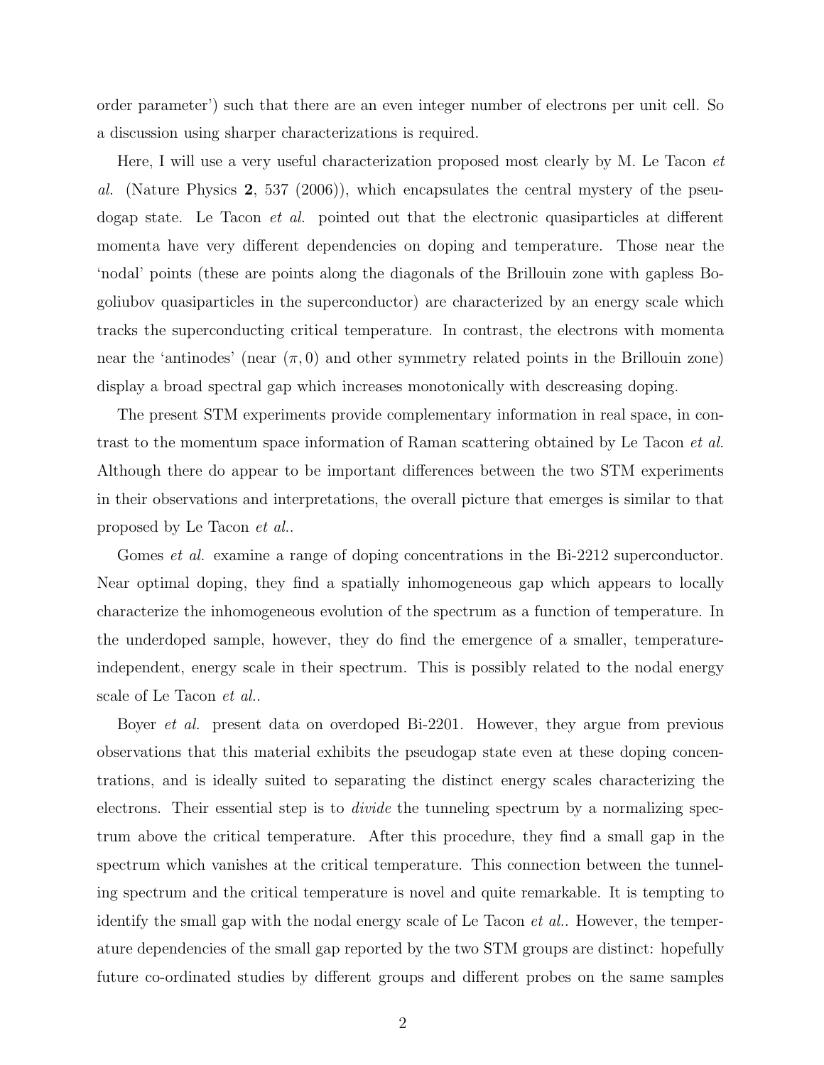order parameter') such that there are an even integer number of electrons per unit cell. So a discussion using sharper characterizations is required.

Here, I will use a very useful characterization proposed most clearly by M. Le Tacon *et al.* (Nature Physics **2**, 537 (2006)), which encapsulates the central mystery of the pseudogap state. Le Tacon *et al.* pointed out that the electronic quasiparticles at different momenta have very different dependencies on doping and temperature. Those near the 'nodal' points (these are points along the diagonals of the Brillouin zone with gapless Bogoliubov quasiparticles in the superconductor) are characterized by an energy scale which tracks the superconducting critical temperature. In contrast, the electrons with momenta near the 'antinodes' (near $(\pi, 0)$ and other symmetry related points in the Brillouin zone) display a broad spectral gap which increases monotonically with descreasing doping.

The present STM experiments provide complementary information in real space, in contrast to the momentum space information of Raman scattering obtained by Le Tacon *et al.* Although there do appear to be important differences between the two STM experiments in their observations and interpretations, the overall picture that emerges is similar to that proposed by Le Tacon *et al.*.

Gomes *et al.* examine a range of doping concentrations in the Bi-2212 superconductor. Near optimal doping, they find a spatially inhomogeneous gap which appears to locally characterize the inhomogeneous evolution of the spectrum as a function of temperature. In the underdoped sample, however, they do find the emergence of a smaller, temperature-independent, energy scale in their spectrum. This is possibly related to the nodal energy scale of Le Tacon *et al.*.

Boyer *et al.* present data on overdoped Bi-2201. However, they argue from previous observations that this material exhibits the pseudogap state even at these doping concentrations, and is ideally suited to separating the distinct energy scales characterizing the electrons. Their essential step is to *divide* the tunneling spectrum by a normalizing spectrum above the critical temperature. After this procedure, they find a small gap in the spectrum which vanishes at the critical temperature. This connection between the tunneling spectrum and the critical temperature is novel and quite remarkable. It is tempting to identify the small gap with the nodal energy scale of Le Tacon *et al.*. However, the temperature dependencies of the small gap reported by the two STM groups are distinct: hopefully future co-ordinated studies by different groups and different probes on the same samples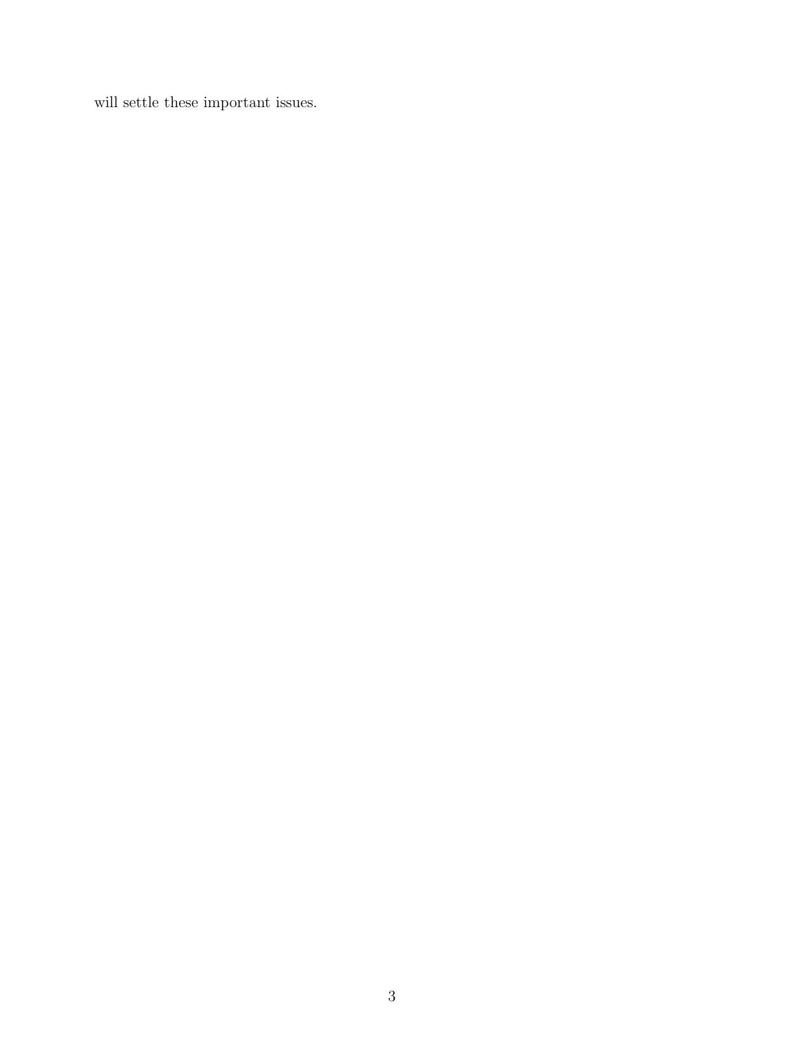will settle these important issues.